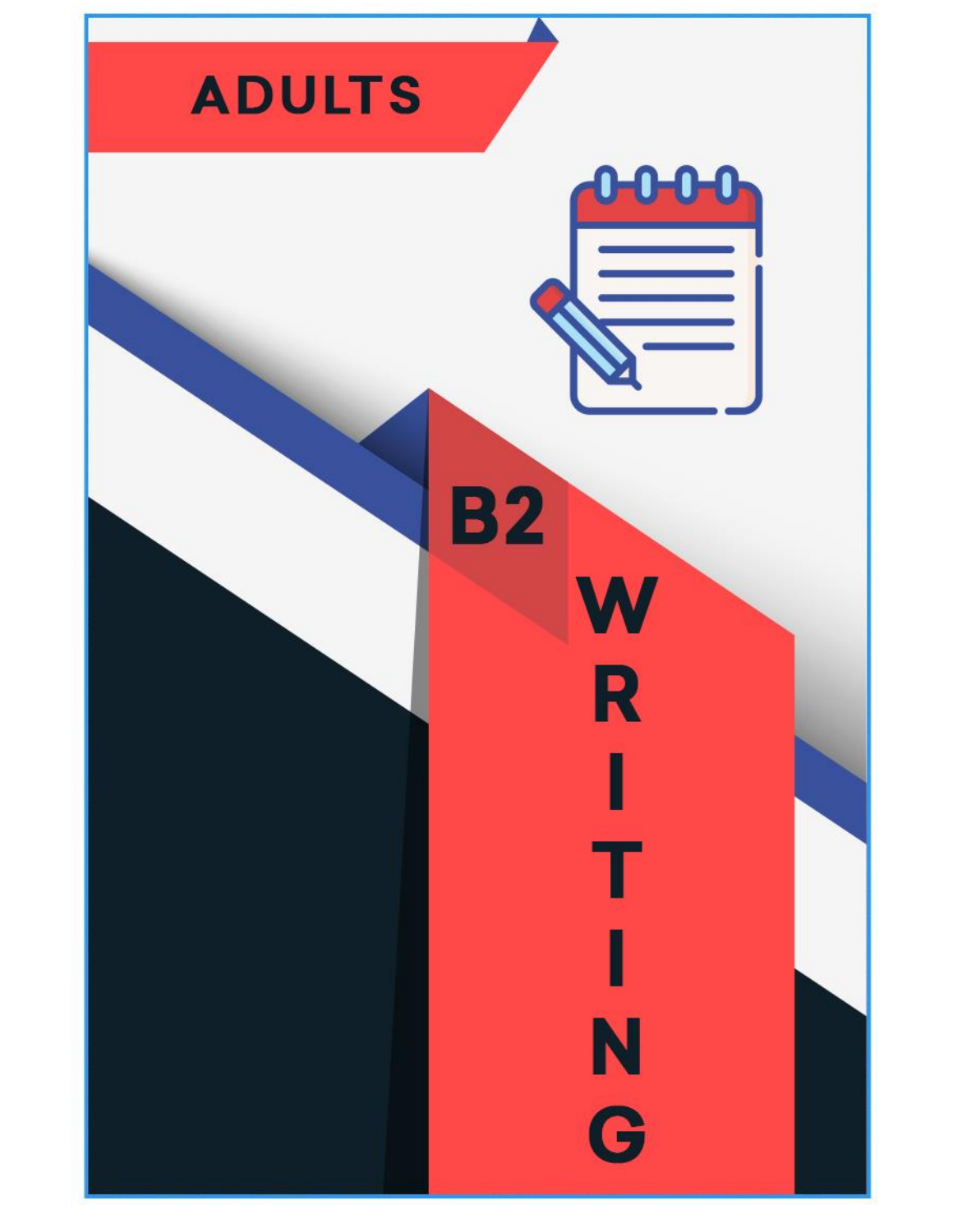ADULTS

# B2

# WRITING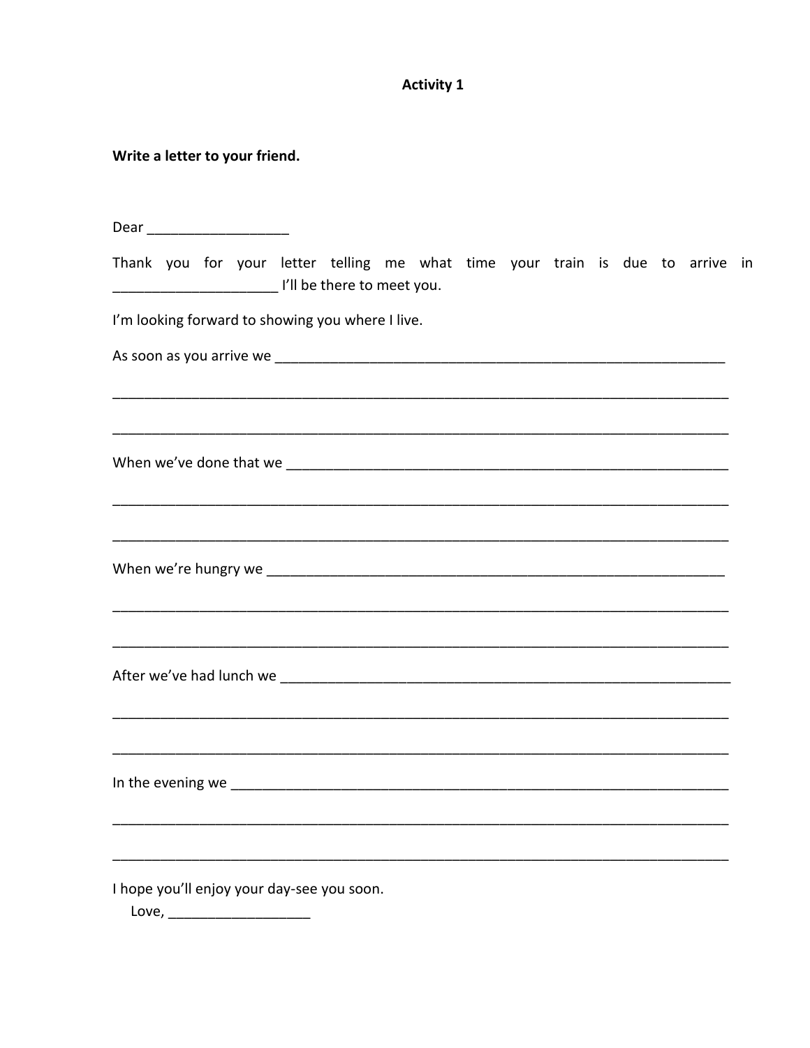**Activity 1**

**Write a letter to your friend.**

Dear __________________

Thank you for your letter telling me what time your train is due to arrive in _____________________ I'll be there to meet you.

I'm looking forward to showing you where I live.

As soon as you arrive we ____________________________________________________________

_________________________________________________________________________________

_________________________________________________________________________________

When we've done that we ____________________________________________________________

_________________________________________________________________________________

_________________________________________________________________________________

When we're hungry we ______________________________________________________________

_________________________________________________________________________________

_________________________________________________________________________________

After we've had lunch we ____________________________________________________________

_________________________________________________________________________________

_________________________________________________________________________________

In the evening we _________________________________________________________________

_________________________________________________________________________________

_________________________________________________________________________________

I hope you'll enjoy your day-see you soon.

Love, __________________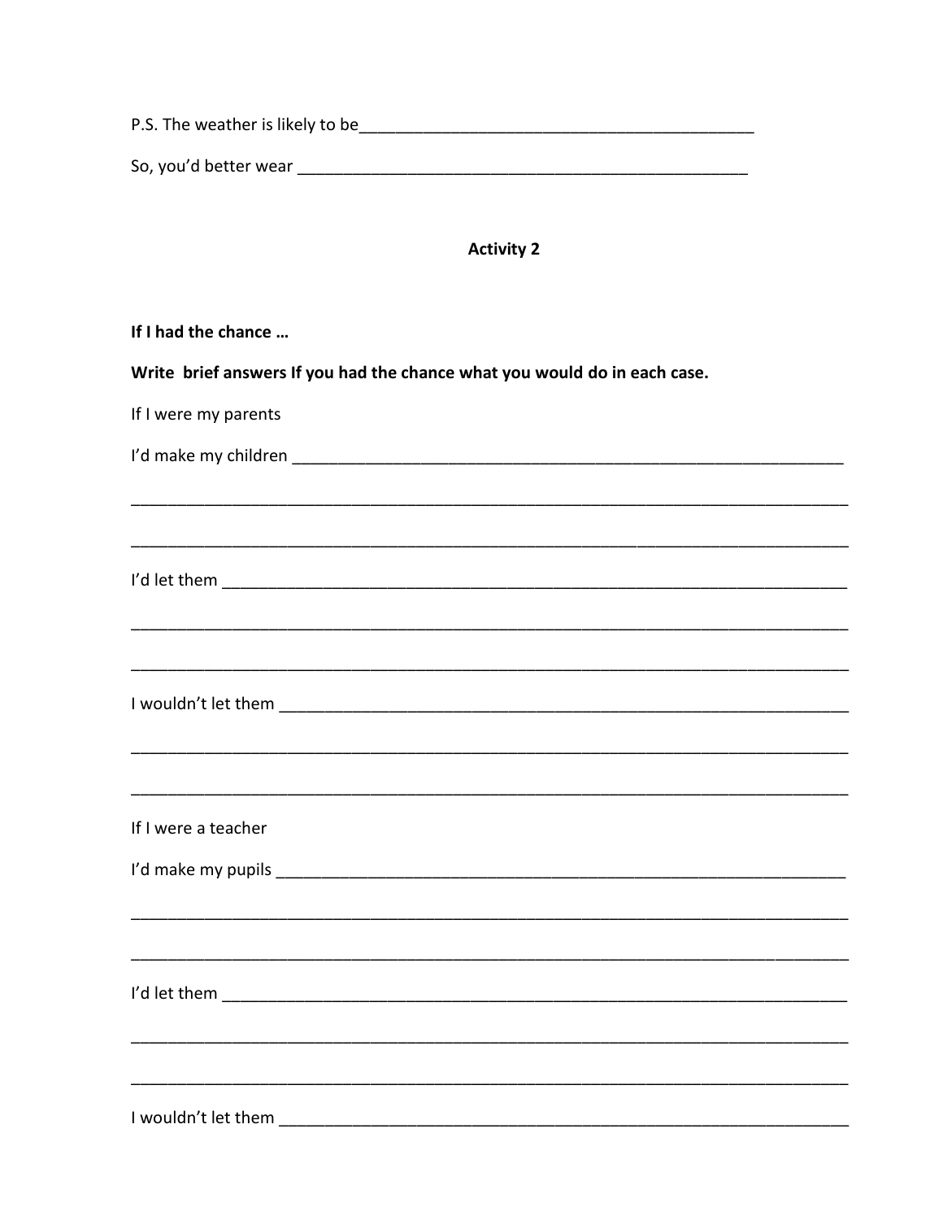P.S. The weather is likely to be___________________________________________

So, you'd better wear ________________________________________________

**Activity 2**

**If I had the chance …**

**Write  brief answers If you had the chance what you would do in each case.**

If I were my parents

I'd make my children __________________________________________________________

______________________________________________________________________________

______________________________________________________________________________

I'd let them ___________________________________________________________________

______________________________________________________________________________

______________________________________________________________________________

I wouldn't let them ______________________________________________________________

______________________________________________________________________________

______________________________________________________________________________

If I were a teacher

I'd make my pupils ______________________________________________________________

______________________________________________________________________________

______________________________________________________________________________

I'd let them ___________________________________________________________________

______________________________________________________________________________

______________________________________________________________________________

I wouldn't let them ______________________________________________________________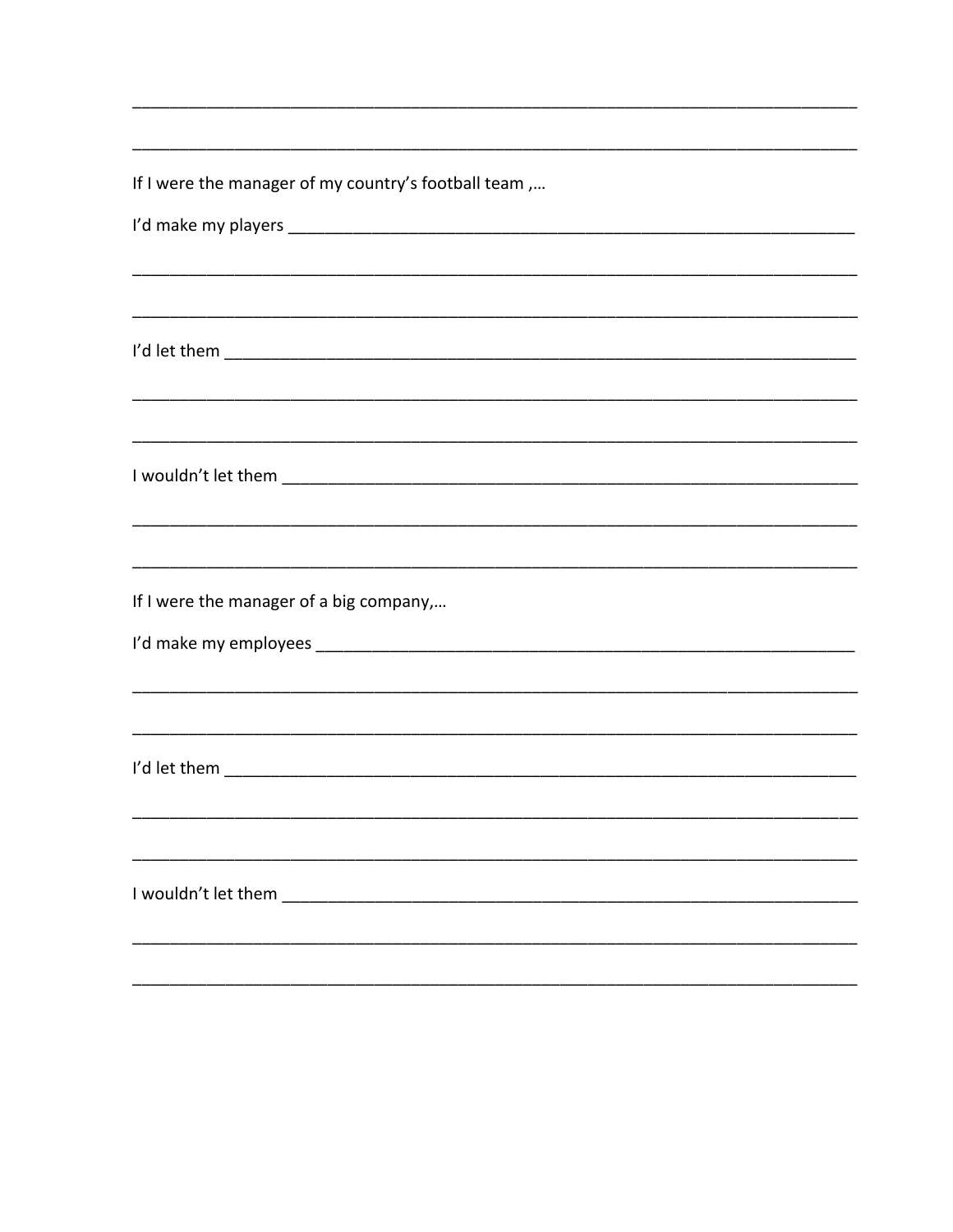______________________________________________________________________________

______________________________________________________________________________

If I were the manager of my country's football team ,…

I'd make my players ____________________________________________________________

______________________________________________________________________________

______________________________________________________________________________

I'd let them ___________________________________________________________________

______________________________________________________________________________

______________________________________________________________________________

I wouldn't let them _____________________________________________________________

______________________________________________________________________________

______________________________________________________________________________

If I were the manager of a big company,…

I'd make my employees __________________________________________________________

______________________________________________________________________________

______________________________________________________________________________

I'd let them ___________________________________________________________________

______________________________________________________________________________

______________________________________________________________________________

I wouldn't let them _____________________________________________________________

______________________________________________________________________________

______________________________________________________________________________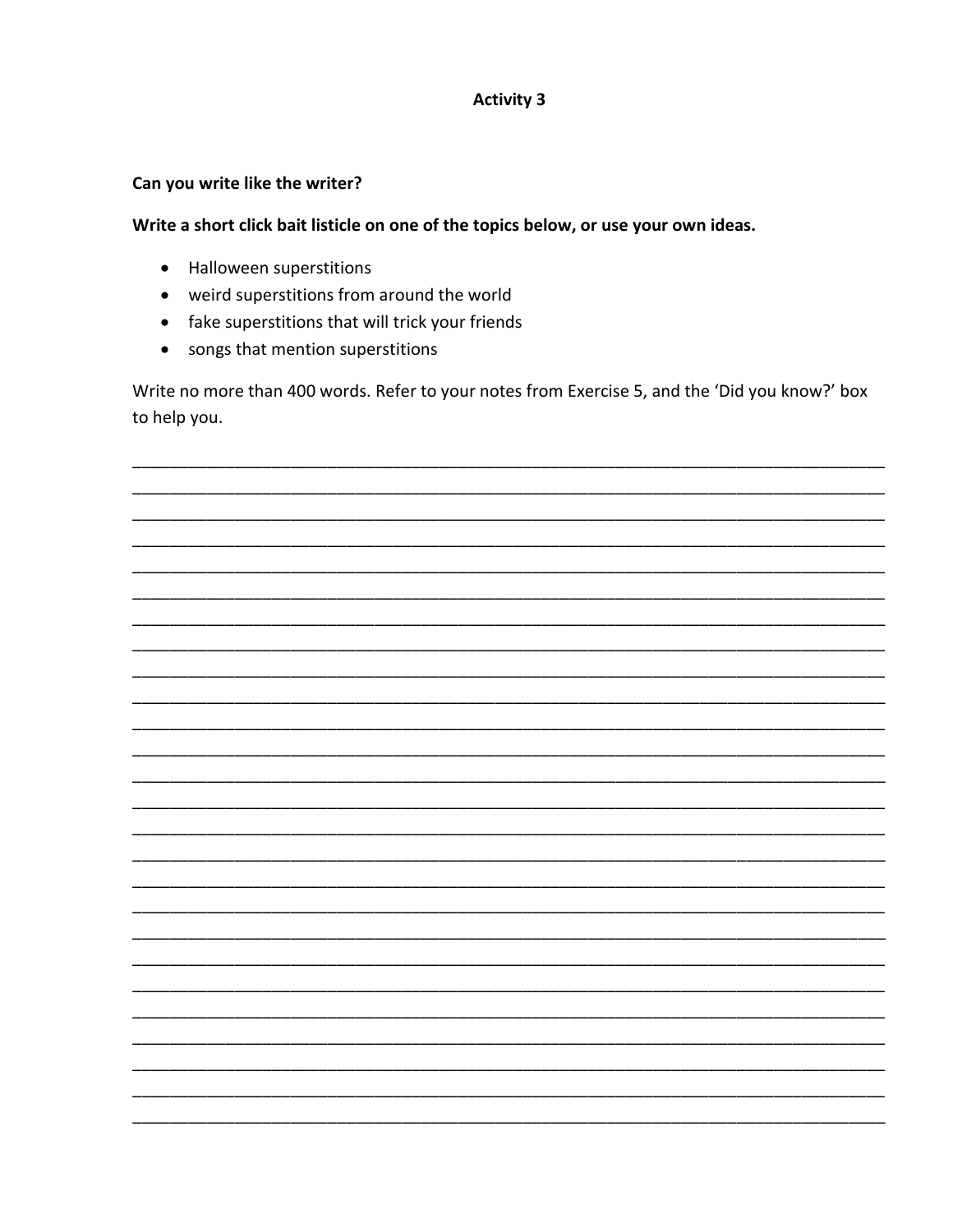# Activity 3

**Can you write like the writer?**

**Write a short click bait listicle on one of the topics below, or use your own ideas.**

- Halloween superstitions
- weird superstitions from around the world
- fake superstitions that will trick your friends
- songs that mention superstitions

Write no more than 400 words. Refer to your notes from Exercise 5, and the 'Did you know?' box to help you.

___________________________________________________________________________

___________________________________________________________________________

___________________________________________________________________________

___________________________________________________________________________

___________________________________________________________________________

___________________________________________________________________________

___________________________________________________________________________

___________________________________________________________________________

___________________________________________________________________________

___________________________________________________________________________

___________________________________________________________________________

___________________________________________________________________________

___________________________________________________________________________

___________________________________________________________________________

___________________________________________________________________________

___________________________________________________________________________

___________________________________________________________________________

___________________________________________________________________________

___________________________________________________________________________

___________________________________________________________________________

___________________________________________________________________________

___________________________________________________________________________

___________________________________________________________________________

___________________________________________________________________________

___________________________________________________________________________

___________________________________________________________________________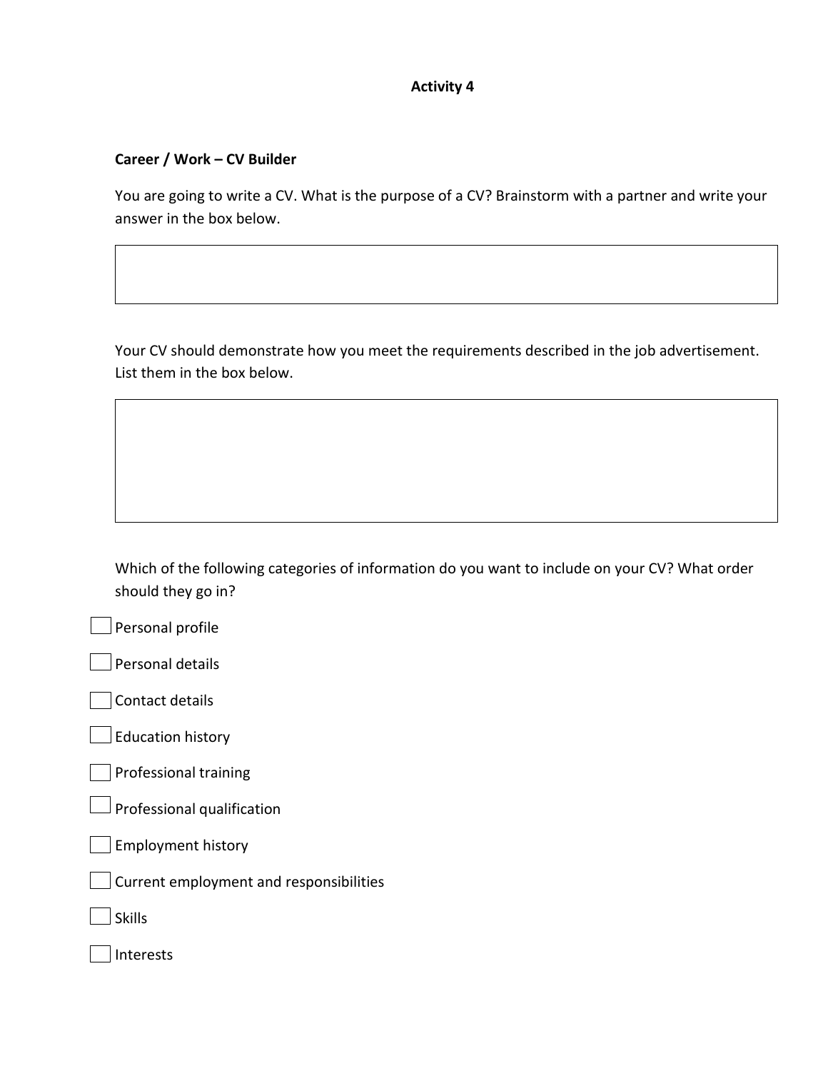## Activity 4

**Career / Work – CV Builder**

You are going to write a CV. What is the purpose of a CV? Brainstorm with a partner and write your answer in the box below.

| |
|---|
| |

Your CV should demonstrate how you meet the requirements described in the job advertisement. List them in the box below.

| |
|---|
| |

Which of the following categories of information do you want to include on your CV? What order should they go in?

- [ ] Personal profile
- [ ] Personal details
- [ ] Contact details
- [ ] Education history
- [ ] Professional training
- [ ] Professional qualification
- [ ] Employment history
- [ ] Current employment and responsibilities
- [ ] Skills
- [ ] Interests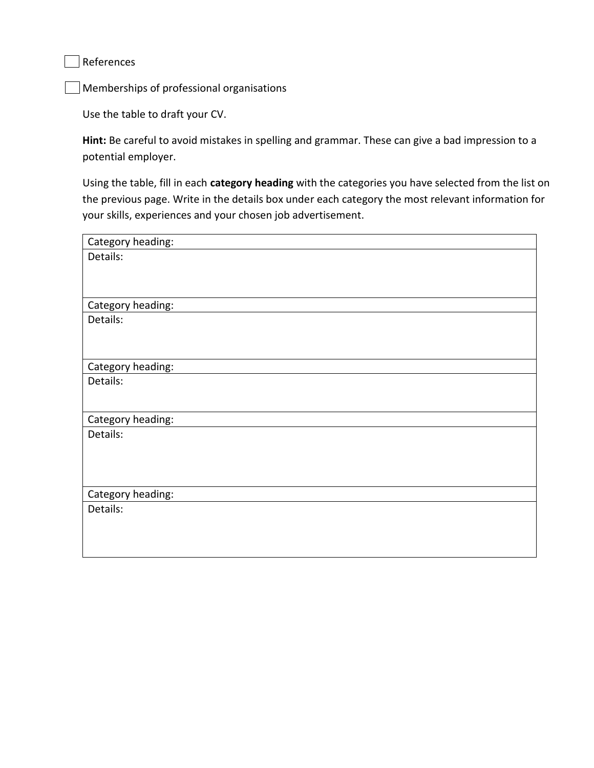- [ ] References

- [ ] Memberships of professional organisations

Use the table to draft your CV.

**Hint:** Be careful to avoid mistakes in spelling and grammar. These can give a bad impression to a potential employer.

Using the table, fill in each **category heading** with the categories you have selected from the list on the previous page. Write in the details box under each category the most relevant information for your skills, experiences and your chosen job advertisement.

| Category heading: |
| --- |
| Details: |
| Category heading: |
| Details: |
| Category heading: |
| Details: |
| Category heading: |
| Details: |
| Category heading: |
| Details: |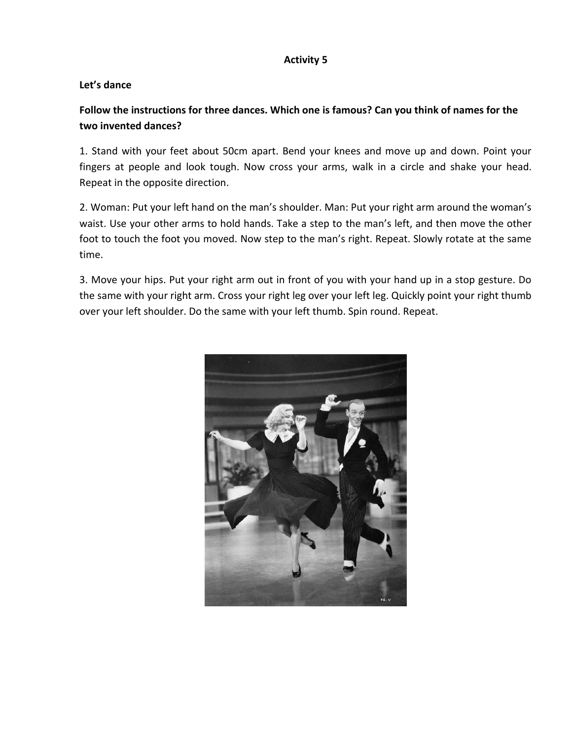**Activity 5**

**Let's dance**

**Follow the instructions for three dances. Which one is famous? Can you think of names for the two invented dances?**

1. Stand with your feet about 50cm apart. Bend your knees and move up and down. Point your fingers at people and look tough. Now cross your arms, walk in a circle and shake your head. Repeat in the opposite direction.

2. Woman: Put your left hand on the man's shoulder. Man: Put your right arm around the woman's waist. Use your other arms to hold hands. Take a step to the man's left, and then move the other foot to touch the foot you moved. Now step to the man's right. Repeat. Slowly rotate at the same time.

3. Move your hips. Put your right arm out in front of you with your hand up in a stop gesture. Do the same with your right arm. Cross your right leg over your left leg. Quickly point your right thumb over your left shoulder. Do the same with your left thumb. Spin round. Repeat.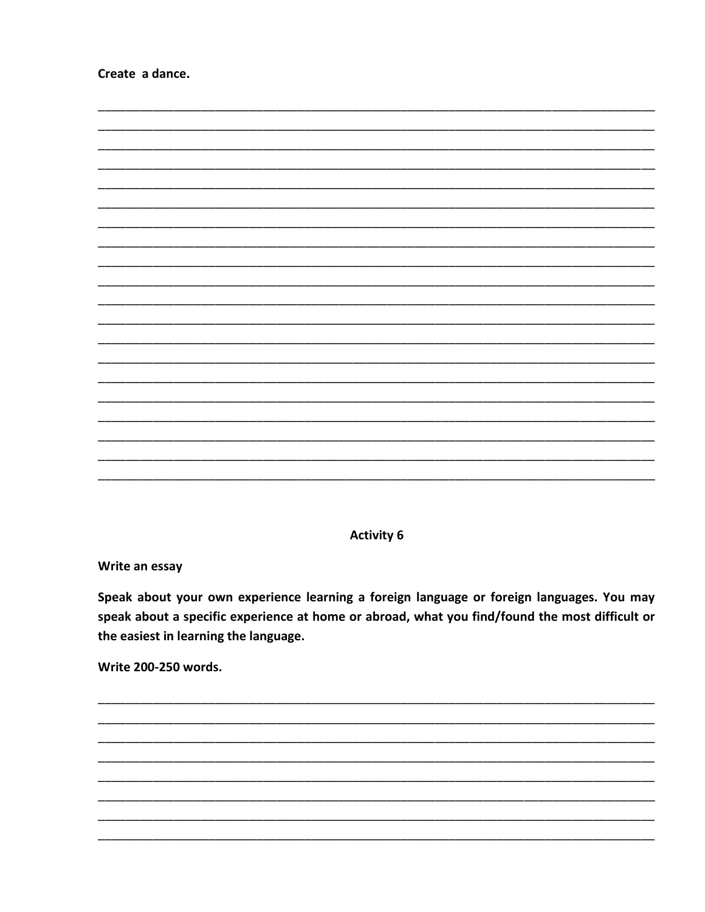**Create a dance.**

\_\_\_\_\_\_\_\_\_\_\_\_\_\_\_\_\_\_\_\_\_\_\_\_\_\_\_\_\_\_\_\_\_\_\_\_\_\_\_\_\_\_\_\_\_\_\_\_\_\_\_\_\_\_\_\_\_\_\_\_\_\_\_\_\_\_\_\_\_\_\_\_\_\_\_\_\_\_
\_\_\_\_\_\_\_\_\_\_\_\_\_\_\_\_\_\_\_\_\_\_\_\_\_\_\_\_\_\_\_\_\_\_\_\_\_\_\_\_\_\_\_\_\_\_\_\_\_\_\_\_\_\_\_\_\_\_\_\_\_\_\_\_\_\_\_\_\_\_\_\_\_\_\_\_\_\_
\_\_\_\_\_\_\_\_\_\_\_\_\_\_\_\_\_\_\_\_\_\_\_\_\_\_\_\_\_\_\_\_\_\_\_\_\_\_\_\_\_\_\_\_\_\_\_\_\_\_\_\_\_\_\_\_\_\_\_\_\_\_\_\_\_\_\_\_\_\_\_\_\_\_\_\_\_\_
\_\_\_\_\_\_\_\_\_\_\_\_\_\_\_\_\_\_\_\_\_\_\_\_\_\_\_\_\_\_\_\_\_\_\_\_\_\_\_\_\_\_\_\_\_\_\_\_\_\_\_\_\_\_\_\_\_\_\_\_\_\_\_\_\_\_\_\_\_\_\_\_\_\_\_\_\_\_
\_\_\_\_\_\_\_\_\_\_\_\_\_\_\_\_\_\_\_\_\_\_\_\_\_\_\_\_\_\_\_\_\_\_\_\_\_\_\_\_\_\_\_\_\_\_\_\_\_\_\_\_\_\_\_\_\_\_\_\_\_\_\_\_\_\_\_\_\_\_\_\_\_\_\_\_\_\_
\_\_\_\_\_\_\_\_\_\_\_\_\_\_\_\_\_\_\_\_\_\_\_\_\_\_\_\_\_\_\_\_\_\_\_\_\_\_\_\_\_\_\_\_\_\_\_\_\_\_\_\_\_\_\_\_\_\_\_\_\_\_\_\_\_\_\_\_\_\_\_\_\_\_\_\_\_\_
\_\_\_\_\_\_\_\_\_\_\_\_\_\_\_\_\_\_\_\_\_\_\_\_\_\_\_\_\_\_\_\_\_\_\_\_\_\_\_\_\_\_\_\_\_\_\_\_\_\_\_\_\_\_\_\_\_\_\_\_\_\_\_\_\_\_\_\_\_\_\_\_\_\_\_\_\_\_
\_\_\_\_\_\_\_\_\_\_\_\_\_\_\_\_\_\_\_\_\_\_\_\_\_\_\_\_\_\_\_\_\_\_\_\_\_\_\_\_\_\_\_\_\_\_\_\_\_\_\_\_\_\_\_\_\_\_\_\_\_\_\_\_\_\_\_\_\_\_\_\_\_\_\_\_\_\_
\_\_\_\_\_\_\_\_\_\_\_\_\_\_\_\_\_\_\_\_\_\_\_\_\_\_\_\_\_\_\_\_\_\_\_\_\_\_\_\_\_\_\_\_\_\_\_\_\_\_\_\_\_\_\_\_\_\_\_\_\_\_\_\_\_\_\_\_\_\_\_\_\_\_\_\_\_\_
\_\_\_\_\_\_\_\_\_\_\_\_\_\_\_\_\_\_\_\_\_\_\_\_\_\_\_\_\_\_\_\_\_\_\_\_\_\_\_\_\_\_\_\_\_\_\_\_\_\_\_\_\_\_\_\_\_\_\_\_\_\_\_\_\_\_\_\_\_\_\_\_\_\_\_\_\_\_
\_\_\_\_\_\_\_\_\_\_\_\_\_\_\_\_\_\_\_\_\_\_\_\_\_\_\_\_\_\_\_\_\_\_\_\_\_\_\_\_\_\_\_\_\_\_\_\_\_\_\_\_\_\_\_\_\_\_\_\_\_\_\_\_\_\_\_\_\_\_\_\_\_\_\_\_\_\_
\_\_\_\_\_\_\_\_\_\_\_\_\_\_\_\_\_\_\_\_\_\_\_\_\_\_\_\_\_\_\_\_\_\_\_\_\_\_\_\_\_\_\_\_\_\_\_\_\_\_\_\_\_\_\_\_\_\_\_\_\_\_\_\_\_\_\_\_\_\_\_\_\_\_\_\_\_\_
\_\_\_\_\_\_\_\_\_\_\_\_\_\_\_\_\_\_\_\_\_\_\_\_\_\_\_\_\_\_\_\_\_\_\_\_\_\_\_\_\_\_\_\_\_\_\_\_\_\_\_\_\_\_\_\_\_\_\_\_\_\_\_\_\_\_\_\_\_\_\_\_\_\_\_\_\_\_
\_\_\_\_\_\_\_\_\_\_\_\_\_\_\_\_\_\_\_\_\_\_\_\_\_\_\_\_\_\_\_\_\_\_\_\_\_\_\_\_\_\_\_\_\_\_\_\_\_\_\_\_\_\_\_\_\_\_\_\_\_\_\_\_\_\_\_\_\_\_\_\_\_\_\_\_\_\_
\_\_\_\_\_\_\_\_\_\_\_\_\_\_\_\_\_\_\_\_\_\_\_\_\_\_\_\_\_\_\_\_\_\_\_\_\_\_\_\_\_\_\_\_\_\_\_\_\_\_\_\_\_\_\_\_\_\_\_\_\_\_\_\_\_\_\_\_\_\_\_\_\_\_\_\_\_\_
\_\_\_\_\_\_\_\_\_\_\_\_\_\_\_\_\_\_\_\_\_\_\_\_\_\_\_\_\_\_\_\_\_\_\_\_\_\_\_\_\_\_\_\_\_\_\_\_\_\_\_\_\_\_\_\_\_\_\_\_\_\_\_\_\_\_\_\_\_\_\_\_\_\_\_\_\_\_
\_\_\_\_\_\_\_\_\_\_\_\_\_\_\_\_\_\_\_\_\_\_\_\_\_\_\_\_\_\_\_\_\_\_\_\_\_\_\_\_\_\_\_\_\_\_\_\_\_\_\_\_\_\_\_\_\_\_\_\_\_\_\_\_\_\_\_\_\_\_\_\_\_\_\_\_\_\_
\_\_\_\_\_\_\_\_\_\_\_\_\_\_\_\_\_\_\_\_\_\_\_\_\_\_\_\_\_\_\_\_\_\_\_\_\_\_\_\_\_\_\_\_\_\_\_\_\_\_\_\_\_\_\_\_\_\_\_\_\_\_\_\_\_\_\_\_\_\_\_\_\_\_\_\_\_\_
\_\_\_\_\_\_\_\_\_\_\_\_\_\_\_\_\_\_\_\_\_\_\_\_\_\_\_\_\_\_\_\_\_\_\_\_\_\_\_\_\_\_\_\_\_\_\_\_\_\_\_\_\_\_\_\_\_\_\_\_\_\_\_\_\_\_\_\_\_\_\_\_\_\_\_\_\_\_
\_\_\_\_\_\_\_\_\_\_\_\_\_\_\_\_\_\_\_\_\_\_\_\_\_\_\_\_\_\_\_\_\_\_\_\_\_\_\_\_\_\_\_\_\_\_\_\_\_\_\_\_\_\_\_\_\_\_\_\_\_\_\_\_\_\_\_\_\_\_\_\_\_\_\_\_\_\_
\_\_\_\_\_\_\_\_\_\_\_\_\_\_\_\_\_\_\_\_\_\_\_\_\_\_\_\_\_\_\_\_\_\_\_\_\_\_\_\_\_\_\_\_\_\_\_\_\_\_\_\_\_\_\_\_\_\_\_\_\_\_\_\_\_\_\_\_\_\_\_\_\_\_\_\_\_\_

## Activity 6

**Write an essay**

**Speak about your own experience learning a foreign language or foreign languages. You may speak about a specific experience at home or abroad, what you find/found the most difficult or the easiest in learning the language.**

**Write 200-250 words.**

\_\_\_\_\_\_\_\_\_\_\_\_\_\_\_\_\_\_\_\_\_\_\_\_\_\_\_\_\_\_\_\_\_\_\_\_\_\_\_\_\_\_\_\_\_\_\_\_\_\_\_\_\_\_\_\_\_\_\_\_\_\_\_\_\_\_\_\_\_\_\_\_\_\_\_\_\_\_
\_\_\_\_\_\_\_\_\_\_\_\_\_\_\_\_\_\_\_\_\_\_\_\_\_\_\_\_\_\_\_\_\_\_\_\_\_\_\_\_\_\_\_\_\_\_\_\_\_\_\_\_\_\_\_\_\_\_\_\_\_\_\_\_\_\_\_\_\_\_\_\_\_\_\_\_\_\_
\_\_\_\_\_\_\_\_\_\_\_\_\_\_\_\_\_\_\_\_\_\_\_\_\_\_\_\_\_\_\_\_\_\_\_\_\_\_\_\_\_\_\_\_\_\_\_\_\_\_\_\_\_\_\_\_\_\_\_\_\_\_\_\_\_\_\_\_\_\_\_\_\_\_\_\_\_\_
\_\_\_\_\_\_\_\_\_\_\_\_\_\_\_\_\_\_\_\_\_\_\_\_\_\_\_\_\_\_\_\_\_\_\_\_\_\_\_\_\_\_\_\_\_\_\_\_\_\_\_\_\_\_\_\_\_\_\_\_\_\_\_\_\_\_\_\_\_\_\_\_\_\_\_\_\_\_
\_\_\_\_\_\_\_\_\_\_\_\_\_\_\_\_\_\_\_\_\_\_\_\_\_\_\_\_\_\_\_\_\_\_\_\_\_\_\_\_\_\_\_\_\_\_\_\_\_\_\_\_\_\_\_\_\_\_\_\_\_\_\_\_\_\_\_\_\_\_\_\_\_\_\_\_\_\_
\_\_\_\_\_\_\_\_\_\_\_\_\_\_\_\_\_\_\_\_\_\_\_\_\_\_\_\_\_\_\_\_\_\_\_\_\_\_\_\_\_\_\_\_\_\_\_\_\_\_\_\_\_\_\_\_\_\_\_\_\_\_\_\_\_\_\_\_\_\_\_\_\_\_\_\_\_\_
\_\_\_\_\_\_\_\_\_\_\_\_\_\_\_\_\_\_\_\_\_\_\_\_\_\_\_\_\_\_\_\_\_\_\_\_\_\_\_\_\_\_\_\_\_\_\_\_\_\_\_\_\_\_\_\_\_\_\_\_\_\_\_\_\_\_\_\_\_\_\_\_\_\_\_\_\_\_
\_\_\_\_\_\_\_\_\_\_\_\_\_\_\_\_\_\_\_\_\_\_\_\_\_\_\_\_\_\_\_\_\_\_\_\_\_\_\_\_\_\_\_\_\_\_\_\_\_\_\_\_\_\_\_\_\_\_\_\_\_\_\_\_\_\_\_\_\_\_\_\_\_\_\_\_\_\_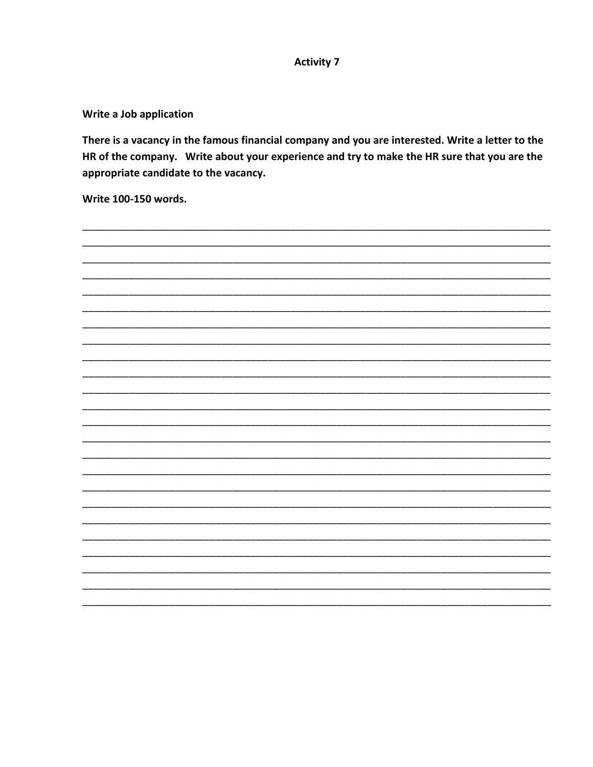**Activity 7**

**Write a Job application**

**There is a vacancy in the famous financial company and you are interested. Write a letter to the HR of the company. Write about your experience and try to make the HR sure that you are the appropriate candidate to the vacancy.**

**Write 100-150 words.**

______________________________________________________________________________
______________________________________________________________________________
______________________________________________________________________________
______________________________________________________________________________
______________________________________________________________________________
______________________________________________________________________________
______________________________________________________________________________
______________________________________________________________________________
______________________________________________________________________________
______________________________________________________________________________
______________________________________________________________________________
______________________________________________________________________________
______________________________________________________________________________
______________________________________________________________________________
______________________________________________________________________________
______________________________________________________________________________
______________________________________________________________________________
______________________________________________________________________________
______________________________________________________________________________
______________________________________________________________________________
______________________________________________________________________________
______________________________________________________________________________
______________________________________________________________________________
______________________________________________________________________________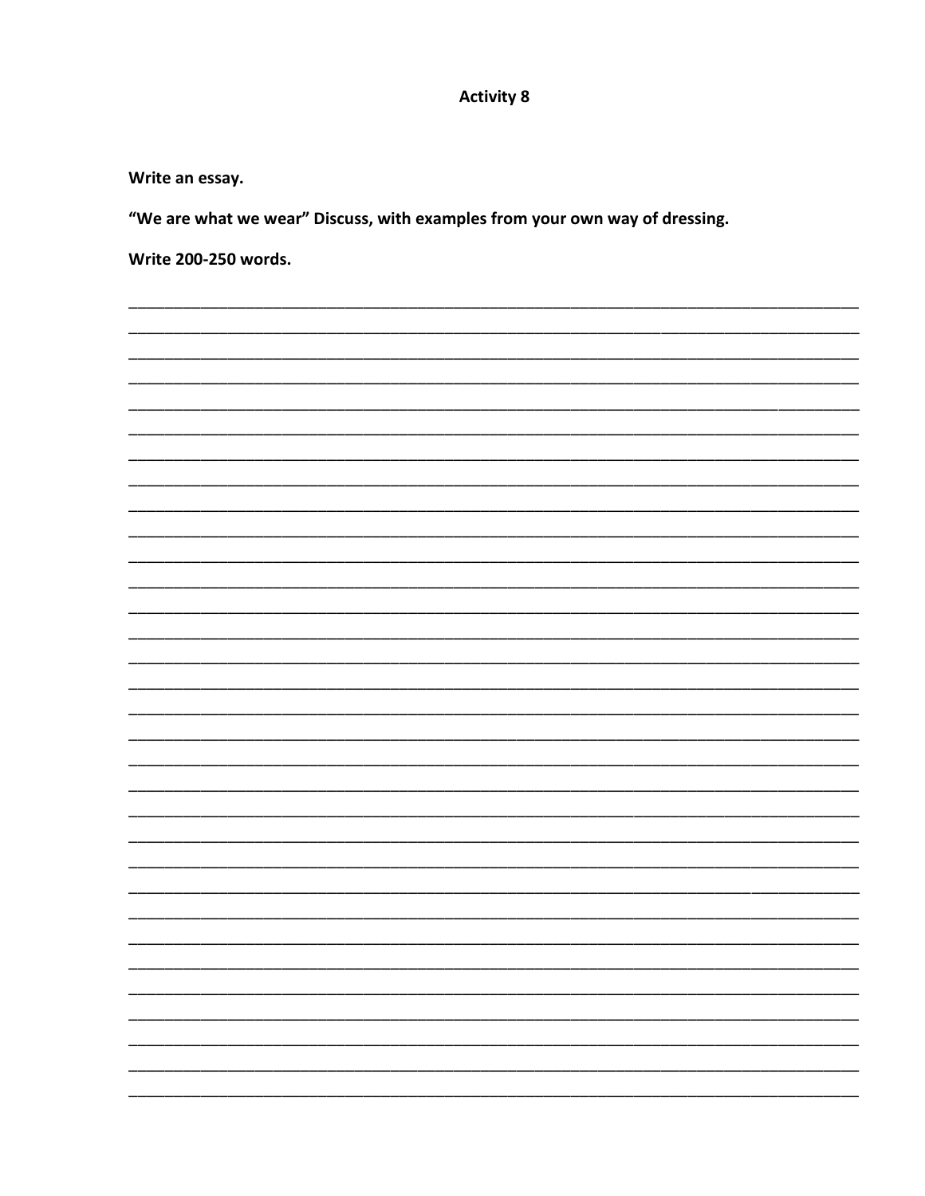**Activity 8**

**Write an essay.**

**"We are what we wear" Discuss, with examples from your own way of dressing.**

**Write 200-250 words.**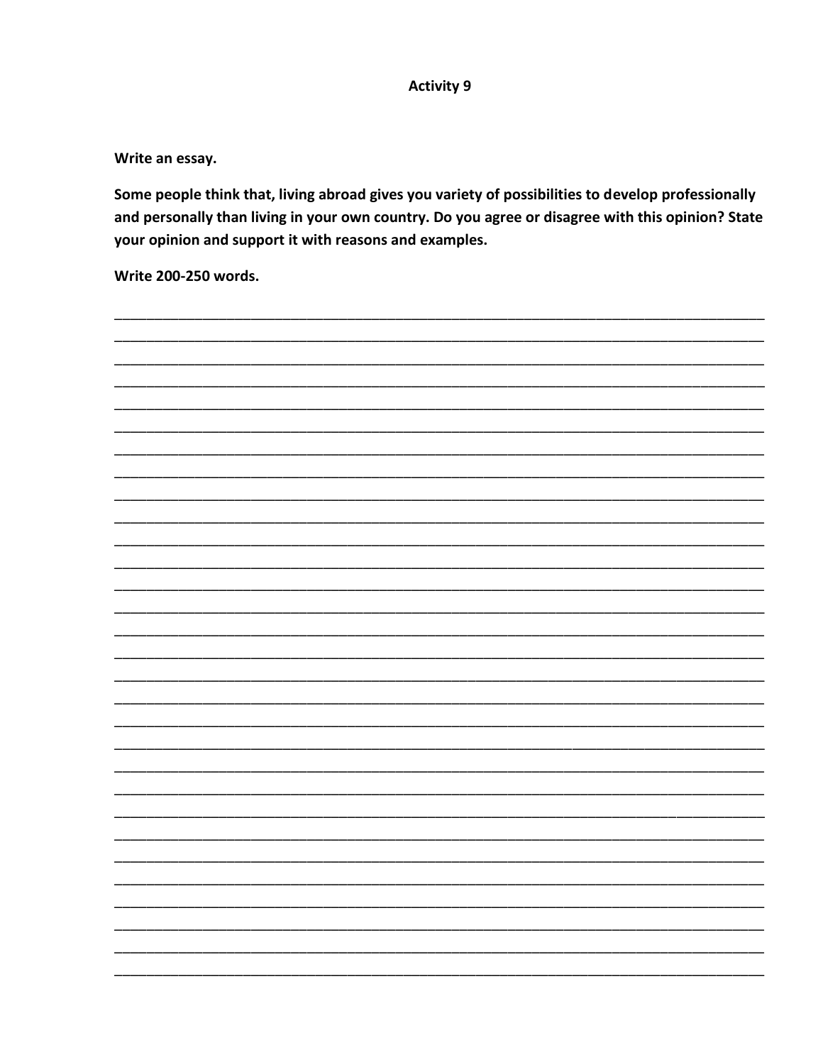# Activity 9

**Write an essay.**

**Some people think that, living abroad gives you variety of possibilities to develop professionally and personally than living in your own country. Do you agree or disagree with this opinion? State your opinion and support it with reasons and examples.**

**Write 200-250 words.**

______________________________________________________________________________
______________________________________________________________________________
______________________________________________________________________________
______________________________________________________________________________
______________________________________________________________________________
______________________________________________________________________________
______________________________________________________________________________
______________________________________________________________________________
______________________________________________________________________________
______________________________________________________________________________
______________________________________________________________________________
______________________________________________________________________________
______________________________________________________________________________
______________________________________________________________________________
______________________________________________________________________________
______________________________________________________________________________
______________________________________________________________________________
______________________________________________________________________________
______________________________________________________________________________
______________________________________________________________________________
______________________________________________________________________________
______________________________________________________________________________
______________________________________________________________________________
______________________________________________________________________________
______________________________________________________________________________
______________________________________________________________________________
______________________________________________________________________________
______________________________________________________________________________
______________________________________________________________________________
______________________________________________________________________________
______________________________________________________________________________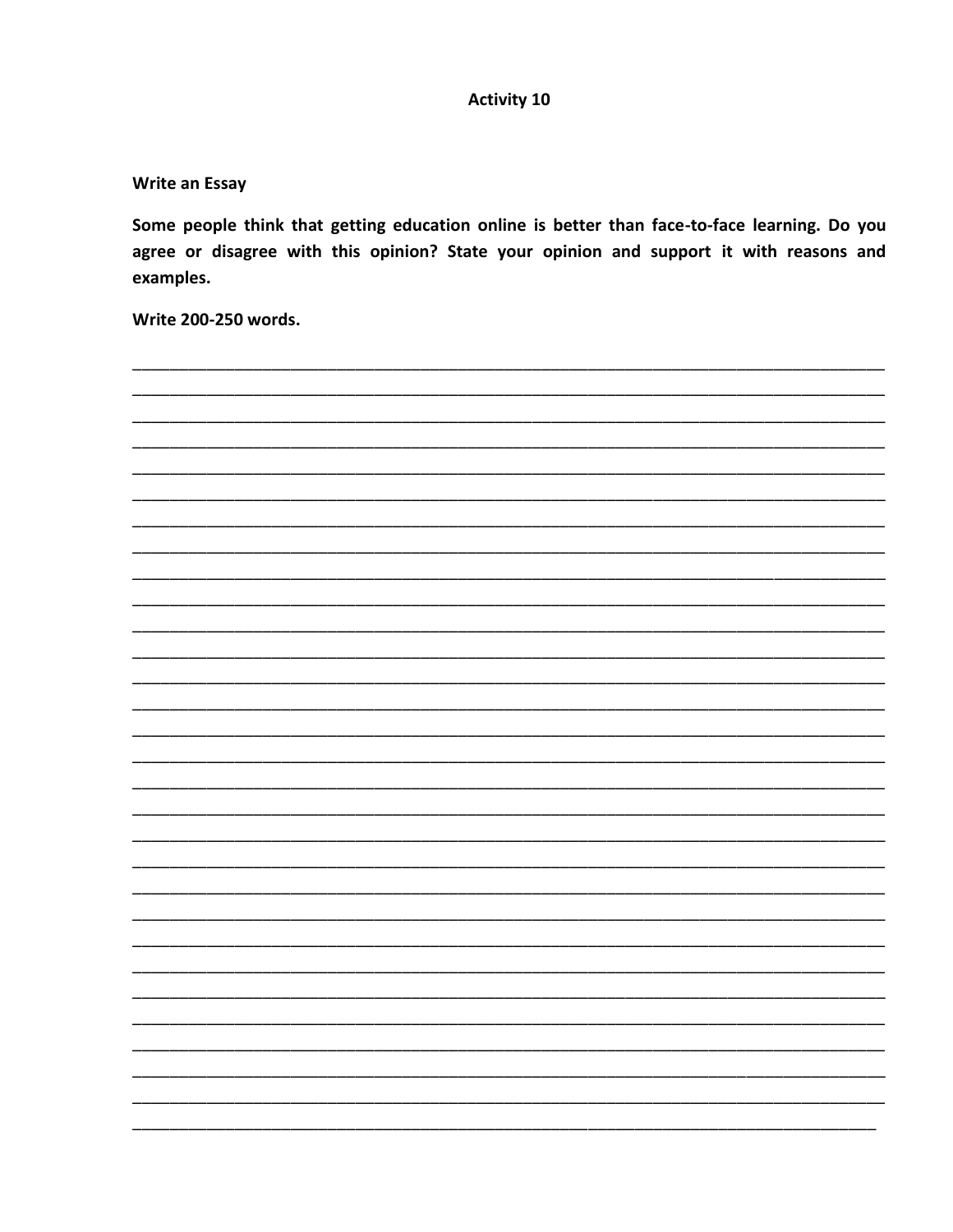**Activity 10**

**Write an Essay**

**Some people think that getting education online is better than face-to-face learning. Do you agree or disagree with this opinion? State your opinion and support it with reasons and examples.**

**Write 200-250 words.**